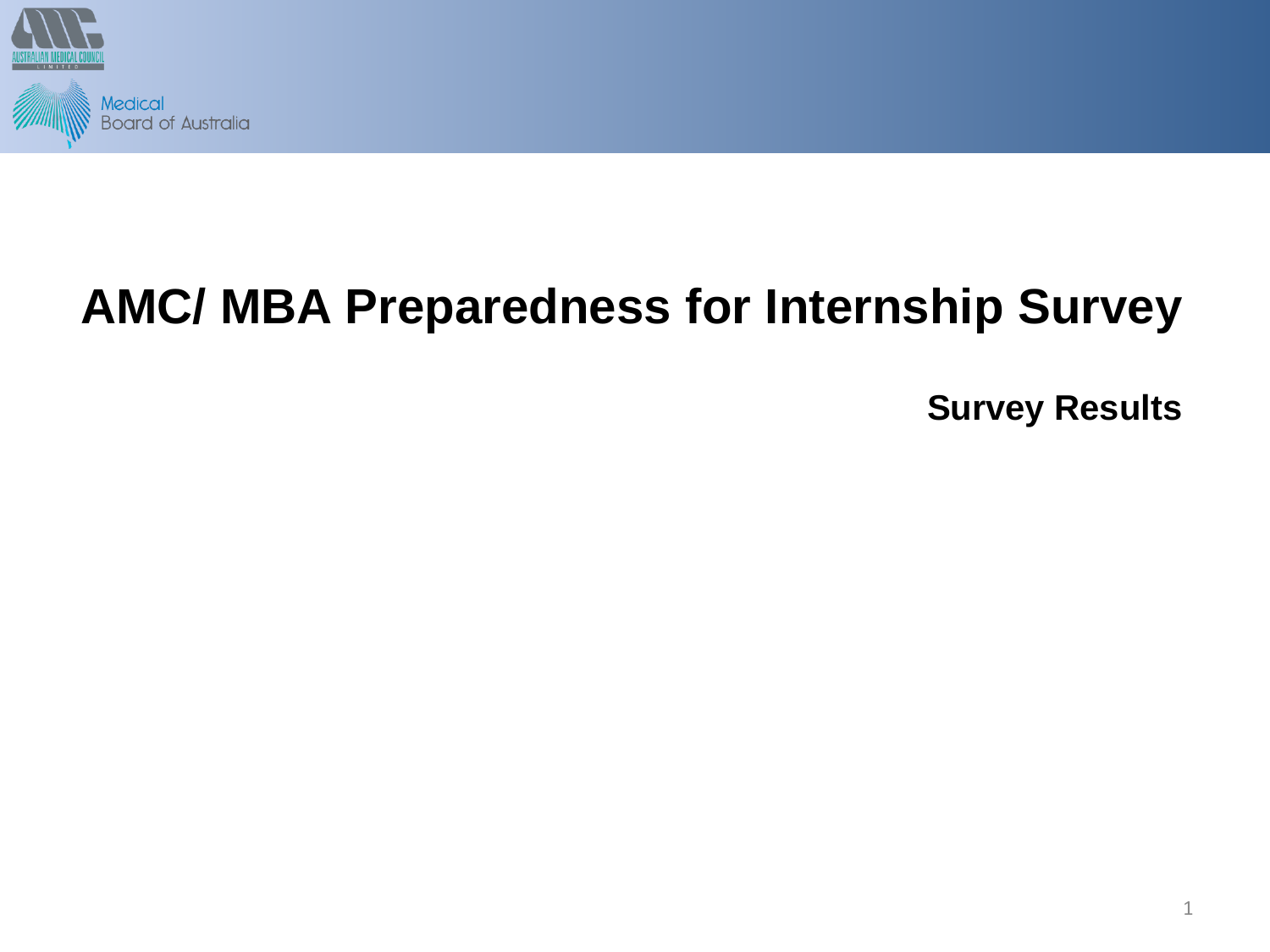# AMC/ MBA Preparedness for Internship Survey

## Survey Results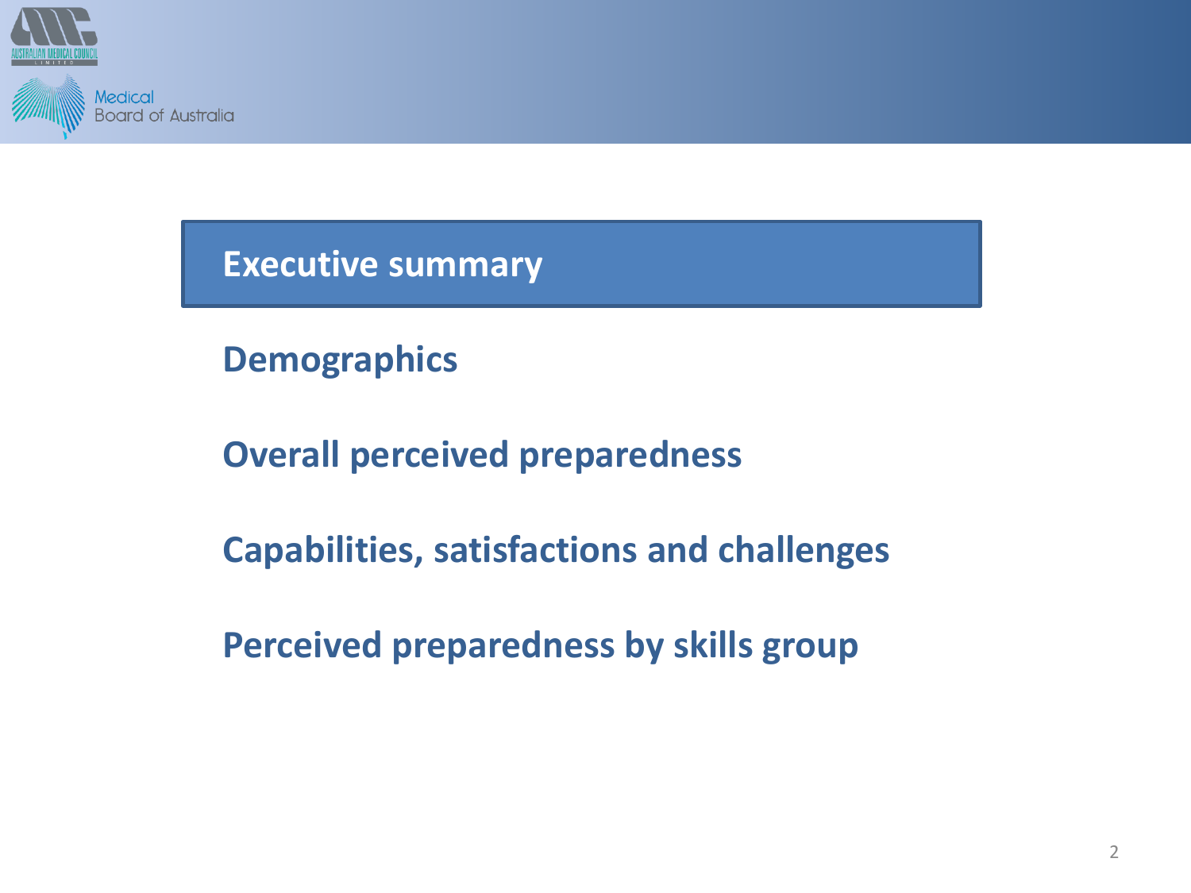## Executive summary

## Demographics

## Overall perceived preparedness

## Capabilities, satisfactions and challenges

## Perceived preparedness by skills group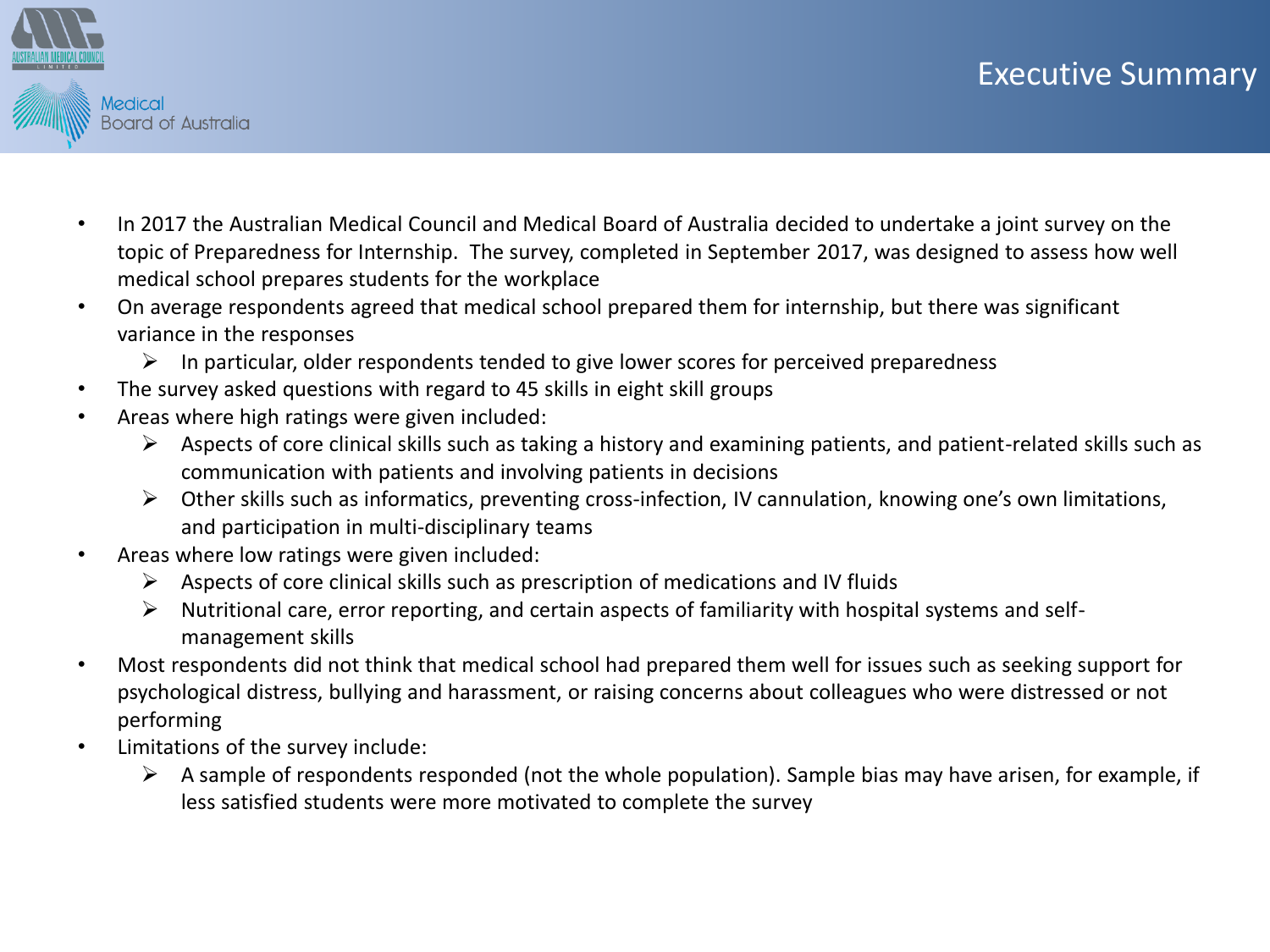# Executive Summary

- In 2017 the Australian Medical Council and Medical Board of Australia decided to undertake a joint survey on the topic of Preparedness for Internship. The survey, completed in September 2017, was designed to assess how well medical school prepares students for the workplace
- On average respondents agreed that medical school prepared them for internship, but there was significant variance in the responses
  - In particular, older respondents tended to give lower scores for perceived preparedness
- The survey asked questions with regard to 45 skills in eight skill groups
- Areas where high ratings were given included:
  - Aspects of core clinical skills such as taking a history and examining patients, and patient-related skills such as communication with patients and involving patients in decisions
  - Other skills such as informatics, preventing cross-infection, IV cannulation, knowing one's own limitations, and participation in multi-disciplinary teams
- Areas where low ratings were given included:
  - Aspects of core clinical skills such as prescription of medications and IV fluids
  - Nutritional care, error reporting, and certain aspects of familiarity with hospital systems and self-management skills
- Most respondents did not think that medical school had prepared them well for issues such as seeking support for psychological distress, bullying and harassment, or raising concerns about colleagues who were distressed or not performing
- Limitations of the survey include:
  - A sample of respondents responded (not the whole population). Sample bias may have arisen, for example, if less satisfied students were more motivated to complete the survey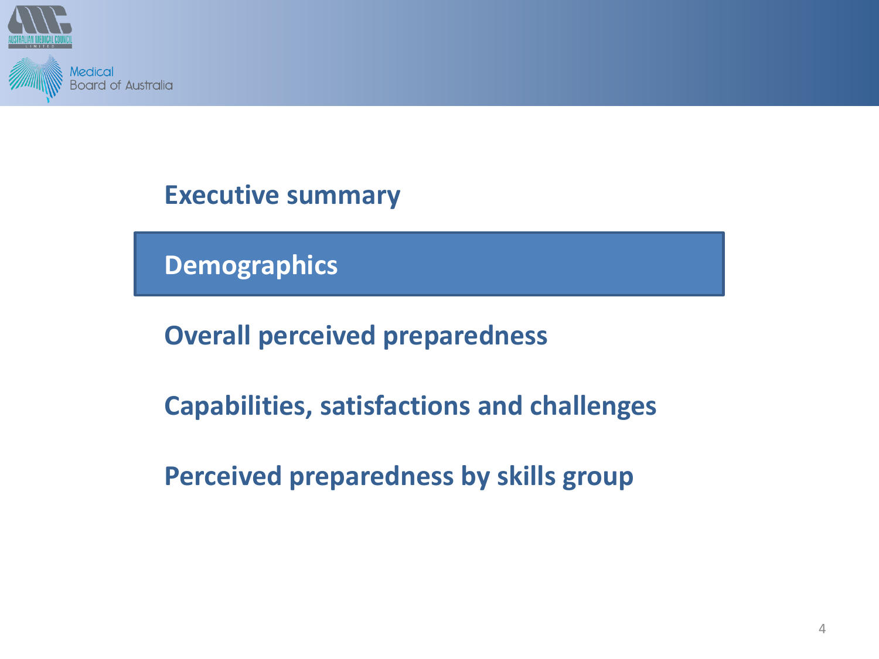Executive summary

**Demographics**

Overall perceived preparedness

Capabilities, satisfactions and challenges

Perceived preparedness by skills group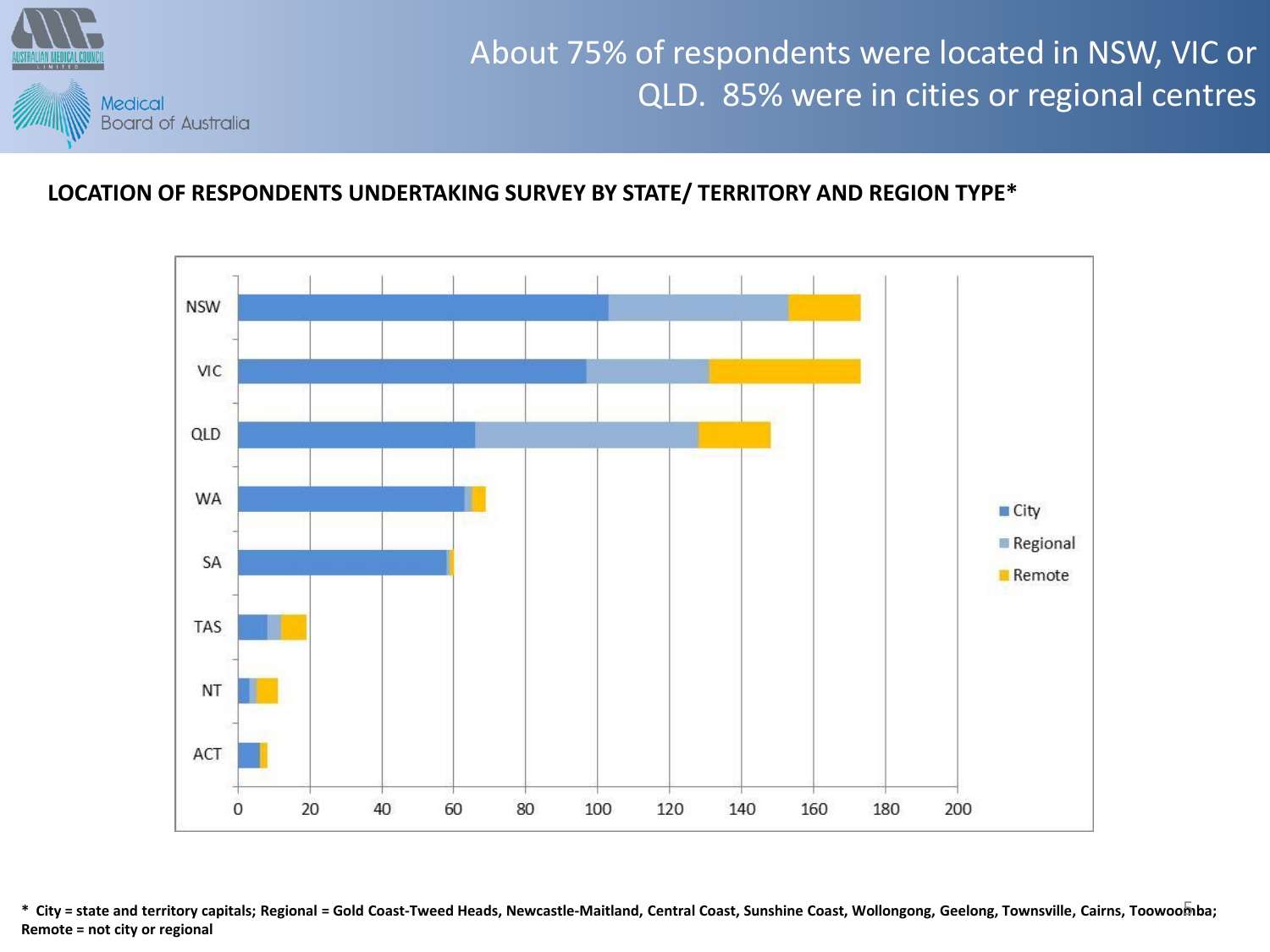# About 75% of respondents were located in NSW, VIC or QLD. 85% were in cities or regional centres

**LOCATION OF RESPONDENTS UNDERTAKING SURVEY BY STATE/ TERRITORY AND REGION TYPE***

**\* City = state and territory capitals; Regional = Gold Coast-Tweed Heads, Newcastle-Maitland, Central Coast, Sunshine Coast, Wollongong, Geelong, Townsville, Cairns, Toowoomba; Remote = not city or regional**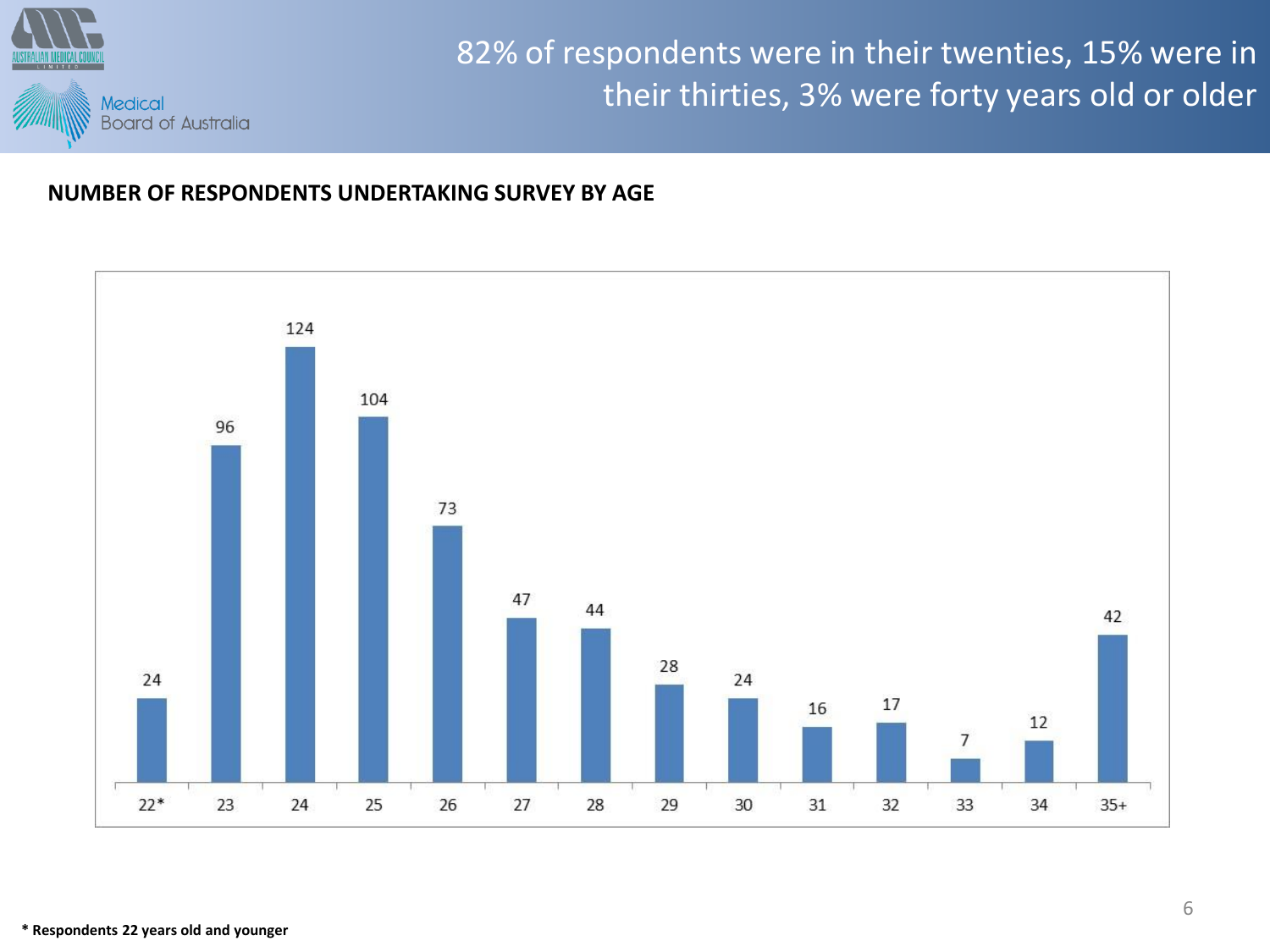# 82% of respondents were in their twenties, 15% were in their thirties, 3% were forty years old or older

**NUMBER OF RESPONDENTS UNDERTAKING SURVEY BY AGE**

| Age | Number of respondents |
|---|---|
| 22* | 24 |
| 23 | 96 |
| 24 | 124 |
| 25 | 104 |
| 26 | 73 |
| 27 | 47 |
| 28 | 44 |
| 29 | 28 |
| 30 | 24 |
| 31 | 16 |
| 32 | 17 |
| 33 | 7 |
| 34 | 12 |
| 35+ | 42 |

**\* Respondents 22 years old and younger**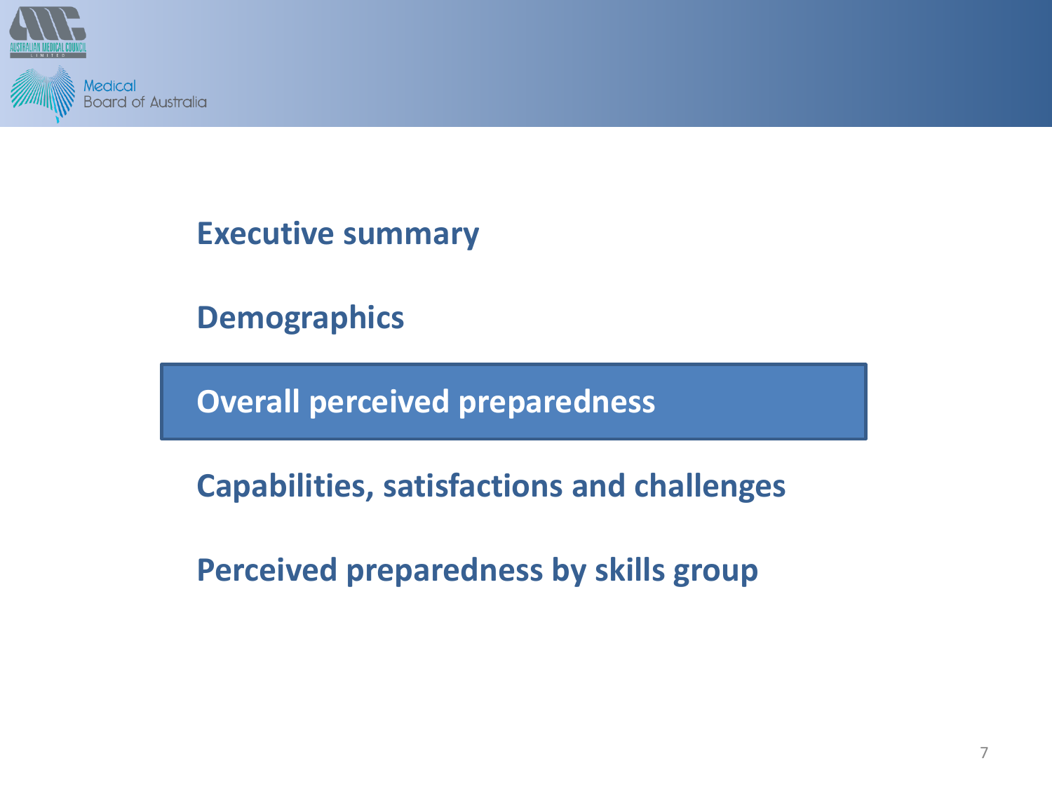Executive summary

Demographics

**Overall perceived preparedness**

Capabilities, satisfactions and challenges

Perceived preparedness by skills group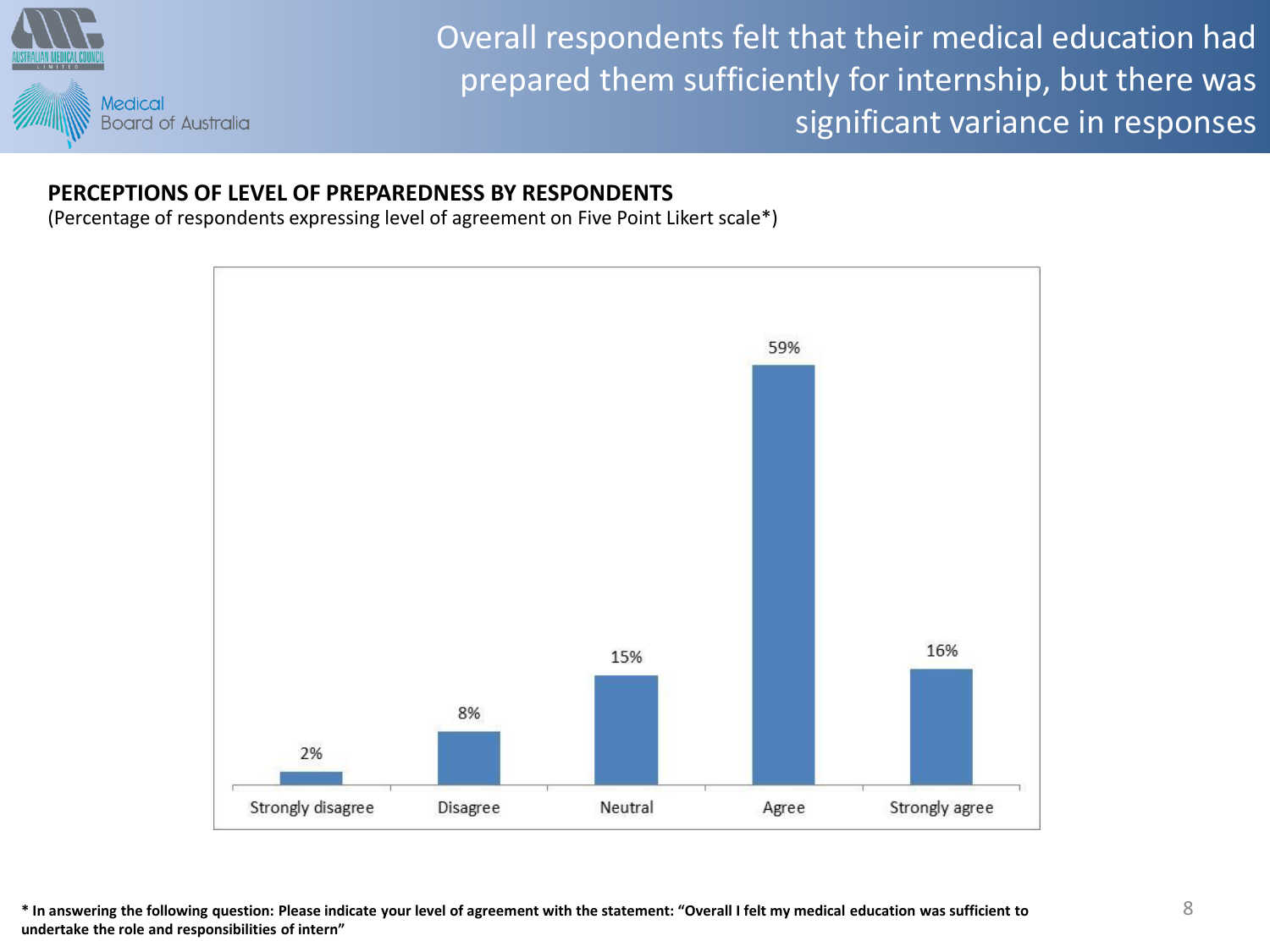# Overall respondents felt that their medical education had prepared them sufficiently for internship, but there was significant variance in responses

## PERCEPTIONS OF LEVEL OF PREPAREDNESS BY RESPONDENTS

(Percentage of respondents expressing level of agreement on Five Point Likert scale*)

| Strongly disagree | Disagree | Neutral | Agree | Strongly agree |
|---|---|---|---|---|
| 2% | 8% | 15% | 59% | 16% |

**\* In answering the following question: Please indicate your level of agreement with the statement: "Overall I felt my medical education was sufficient to undertake the role and responsibilities of intern"**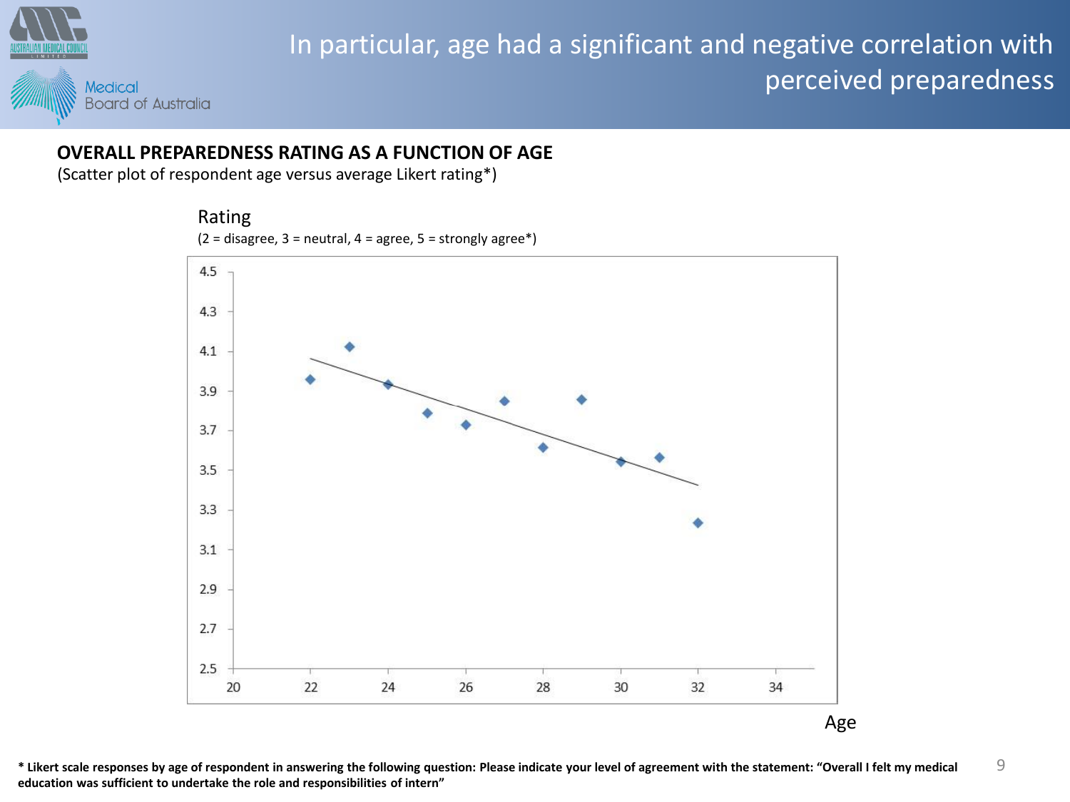# In particular, age had a significant and negative correlation with perceived preparedness

**OVERALL PREPAREDNESS RATING AS A FUNCTION OF AGE**

(Scatter plot of respondent age versus average Likert rating*)

Rating

(2 = disagree, 3 = neutral, 4 = agree, 5 = strongly agree*)

Age

**\* Likert scale responses by age of respondent in answering the following question: Please indicate your level of agreement with the statement: "Overall I felt my medical education was sufficient to undertake the role and responsibilities of intern"**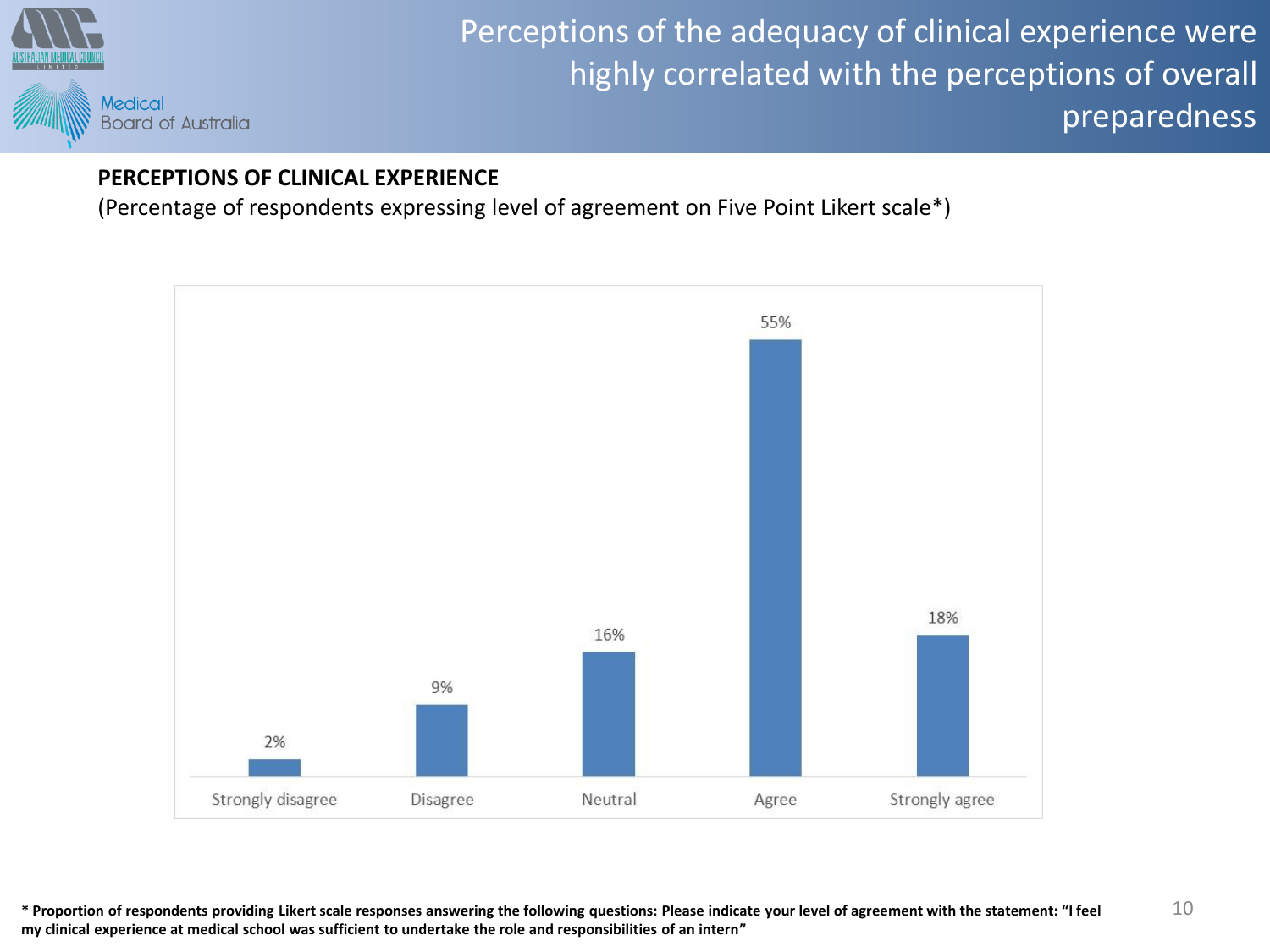# Perceptions of the adequacy of clinical experience were highly correlated with the perceptions of overall preparedness

**PERCEPTIONS OF CLINICAL EXPERIENCE**

(Percentage of respondents expressing level of agreement on Five Point Likert scale*)

| Strongly disagree | Disagree | Neutral | Agree | Strongly agree |
|---|---|---|---|---|
| 2% | 9% | 16% | 55% | 18% |

**\* Proportion of respondents providing Likert scale responses answering the following questions: Please indicate your level of agreement with the statement: "I feel my clinical experience at medical school was sufficient to undertake the role and responsibilities of an intern"**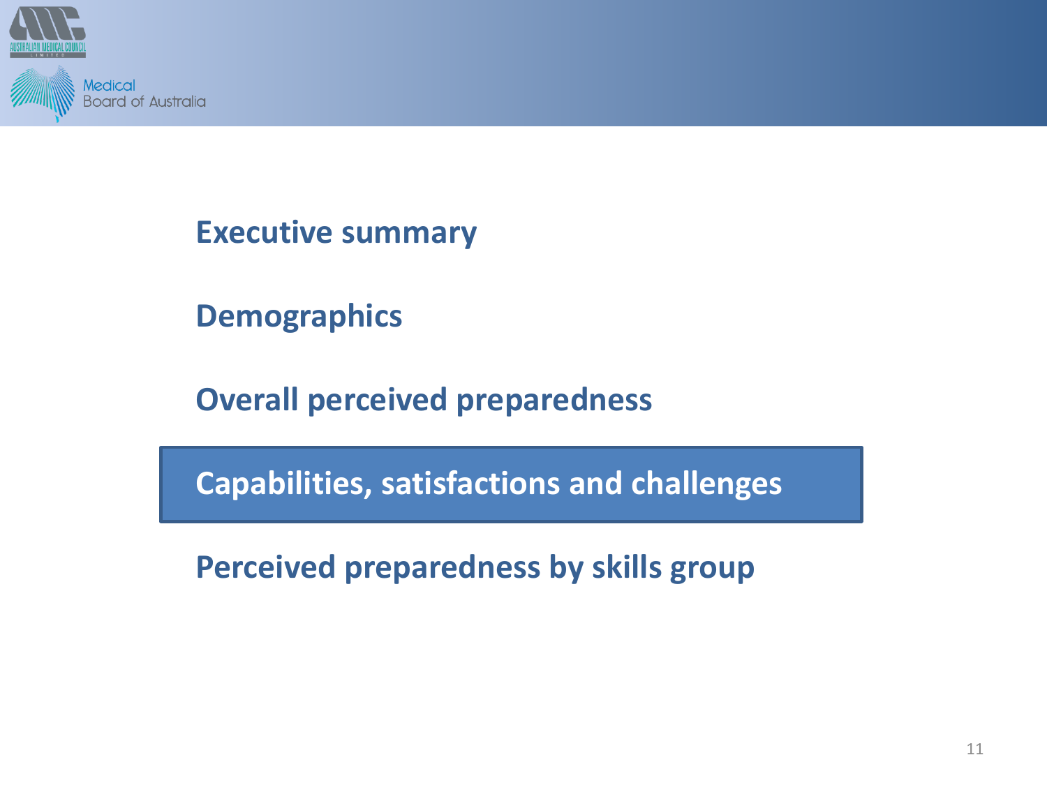Executive summary

Demographics

Overall perceived preparedness

**Capabilities, satisfactions and challenges**

Perceived preparedness by skills group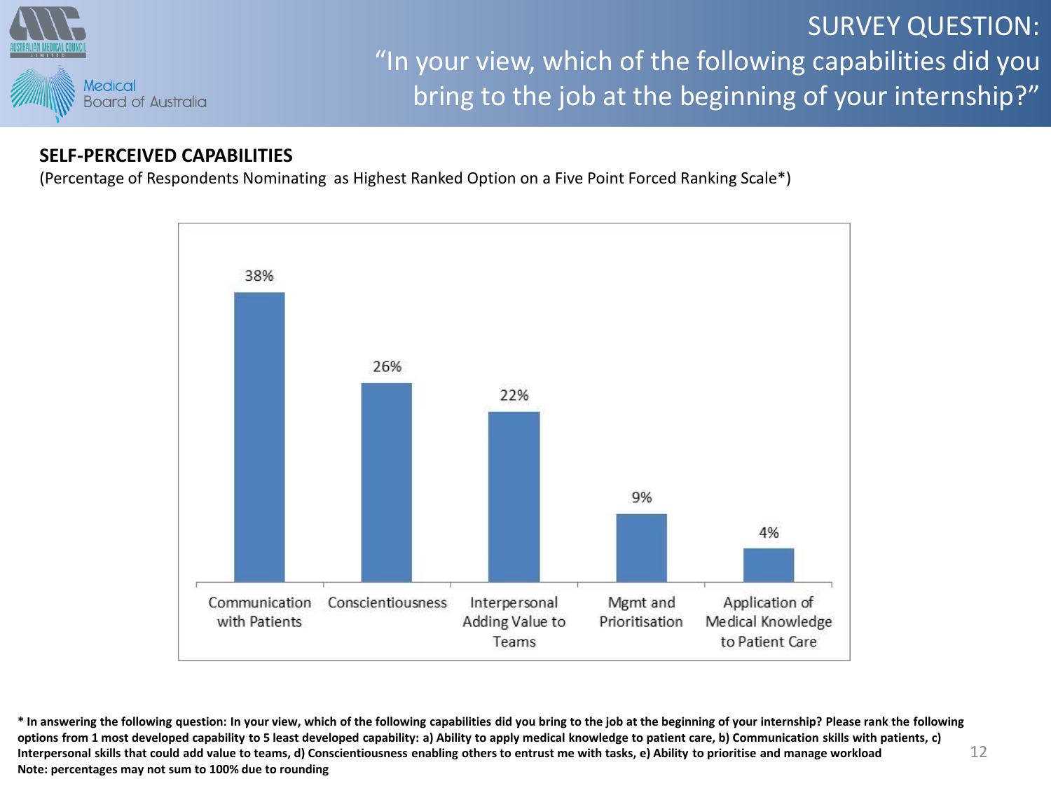SURVEY QUESTION:
"In your view, which of the following capabilities did you bring to the job at the beginning of your internship?"

**SELF-PERCEIVED CAPABILITIES**

(Percentage of Respondents Nominating as Highest Ranked Option on a Five Point Forced Ranking Scale*)

| Capability | Percentage |
| --- | --- |
| Communication with Patients | 38% |
| Conscientiousness | 26% |
| Interpersonal Adding Value to Teams | 22% |
| Mgmt and Prioritisation | 9% |
| Application of Medical Knowledge to Patient Care | 4% |

**\* In answering the following question: In your view, which of the following capabilities did you bring to the job at the beginning of your internship? Please rank the following options from 1 most developed capability to 5 least developed capability: a) Ability to apply medical knowledge to patient care, b) Communication skills with patients, c) Interpersonal skills that could add value to teams, d) Conscientiousness enabling others to entrust me with tasks, e) Ability to prioritise and manage workload**

**Note: percentages may not sum to 100% due to rounding**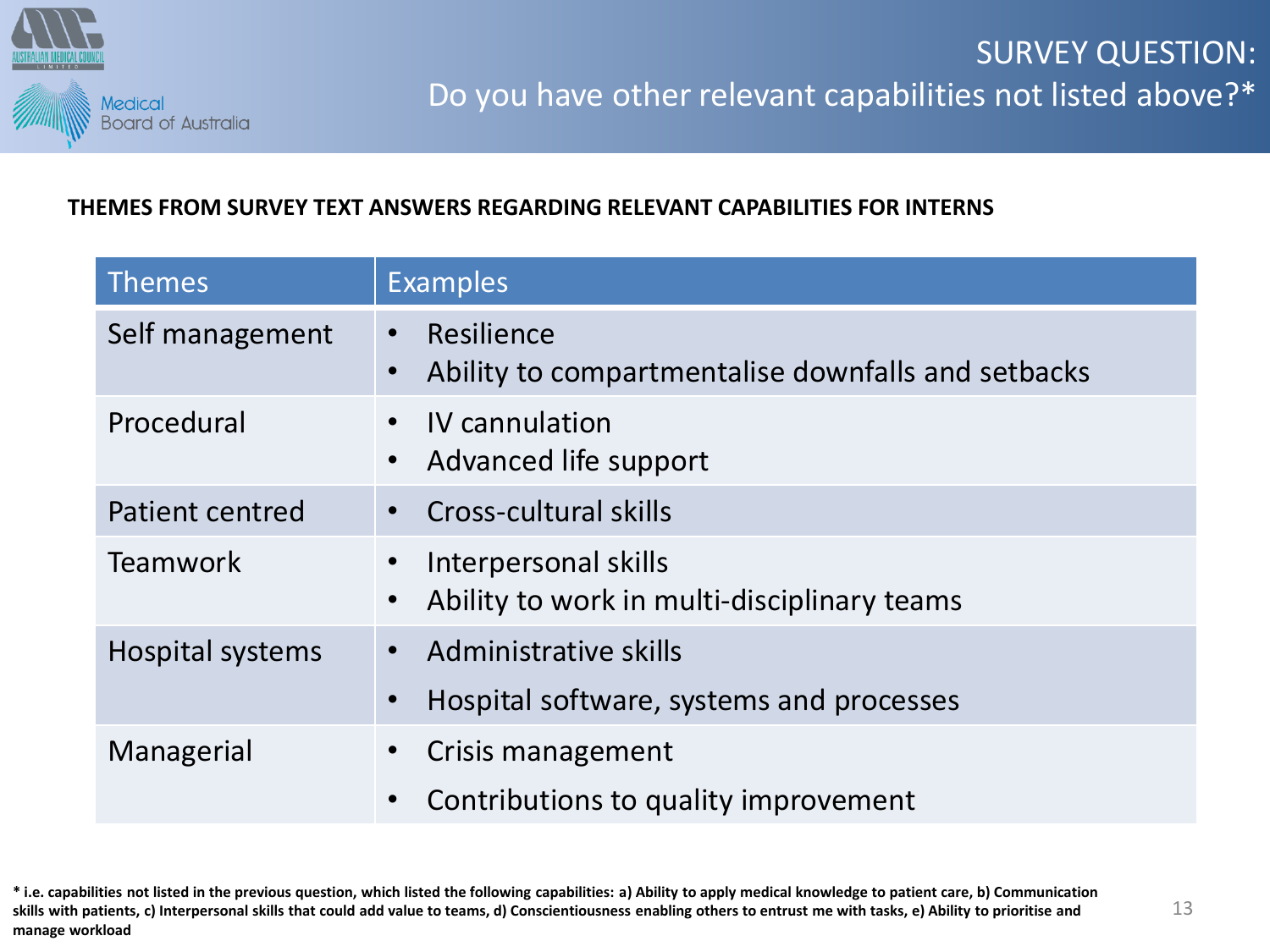# SURVEY QUESTION:
## Do you have other relevant capabilities not listed above?*

**THEMES FROM SURVEY TEXT ANSWERS REGARDING RELEVANT CAPABILITIES FOR INTERNS**

| Themes | Examples |
|---|---|
| Self management | • Resilience<br>• Ability to compartmentalise downfalls and setbacks |
| Procedural | • IV cannulation<br>• Advanced life support |
| Patient centred | • Cross-cultural skills |
| Teamwork | • Interpersonal skills<br>• Ability to work in multi-disciplinary teams |
| Hospital systems | • Administrative skills<br>• Hospital software, systems and processes |
| Managerial | • Crisis management<br>• Contributions to quality improvement |

**\* i.e. capabilities not listed in the previous question, which listed the following capabilities: a) Ability to apply medical knowledge to patient care, b) Communication skills with patients, c) Interpersonal skills that could add value to teams, d) Conscientiousness enabling others to entrust me with tasks, e) Ability to prioritise and manage workload**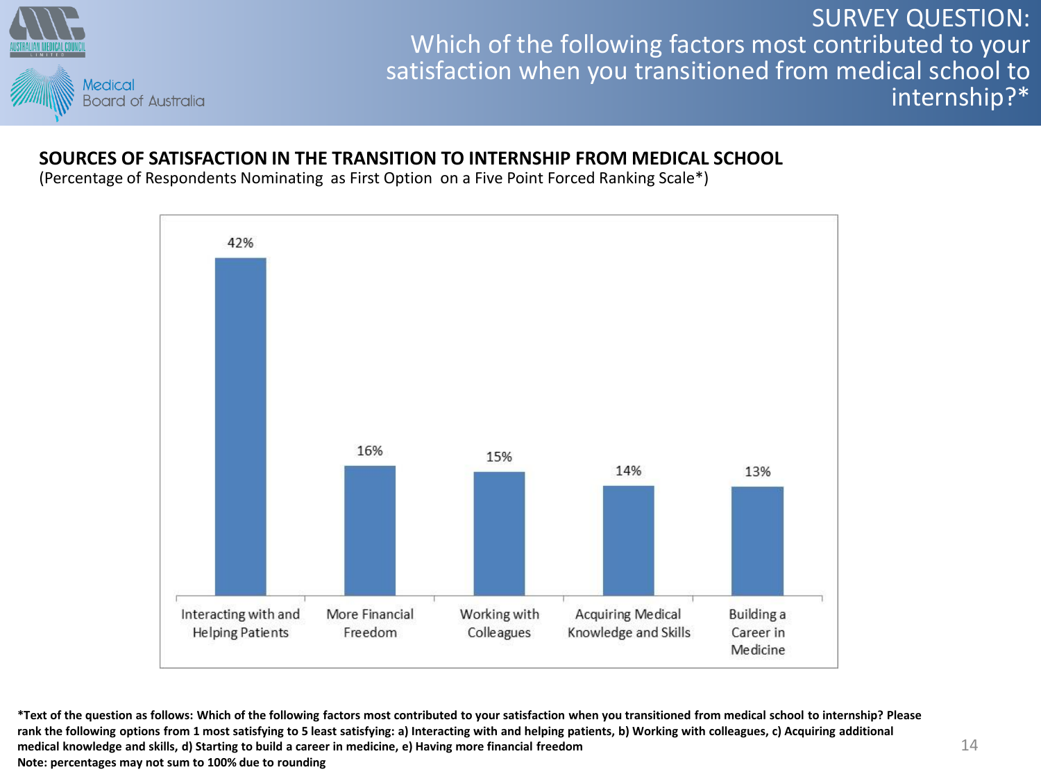SURVEY QUESTION:
Which of the following factors most contributed to your satisfaction when you transitioned from medical school to internship?*

## SOURCES OF SATISFACTION IN THE TRANSITION TO INTERNSHIP FROM MEDICAL SCHOOL

(Percentage of Respondents Nominating as First Option on a Five Point Forced Ranking Scale*)

| Factor | Percentage |
|---|---|
| Interacting with and Helping Patients | 42% |
| More Financial Freedom | 16% |
| Working with Colleagues | 15% |
| Acquiring Medical Knowledge and Skills | 14% |
| Building a Career in Medicine | 13% |

**\*Text of the question as follows: Which of the following factors most contributed to your satisfaction when you transitioned from medical school to internship? Please rank the following options from 1 most satisfying to 5 least satisfying: a) Interacting with and helping patients, b) Working with colleagues, c) Acquiring additional medical knowledge and skills, d) Starting to build a career in medicine, e) Having more financial freedom**

**Note: percentages may not sum to 100% due to rounding**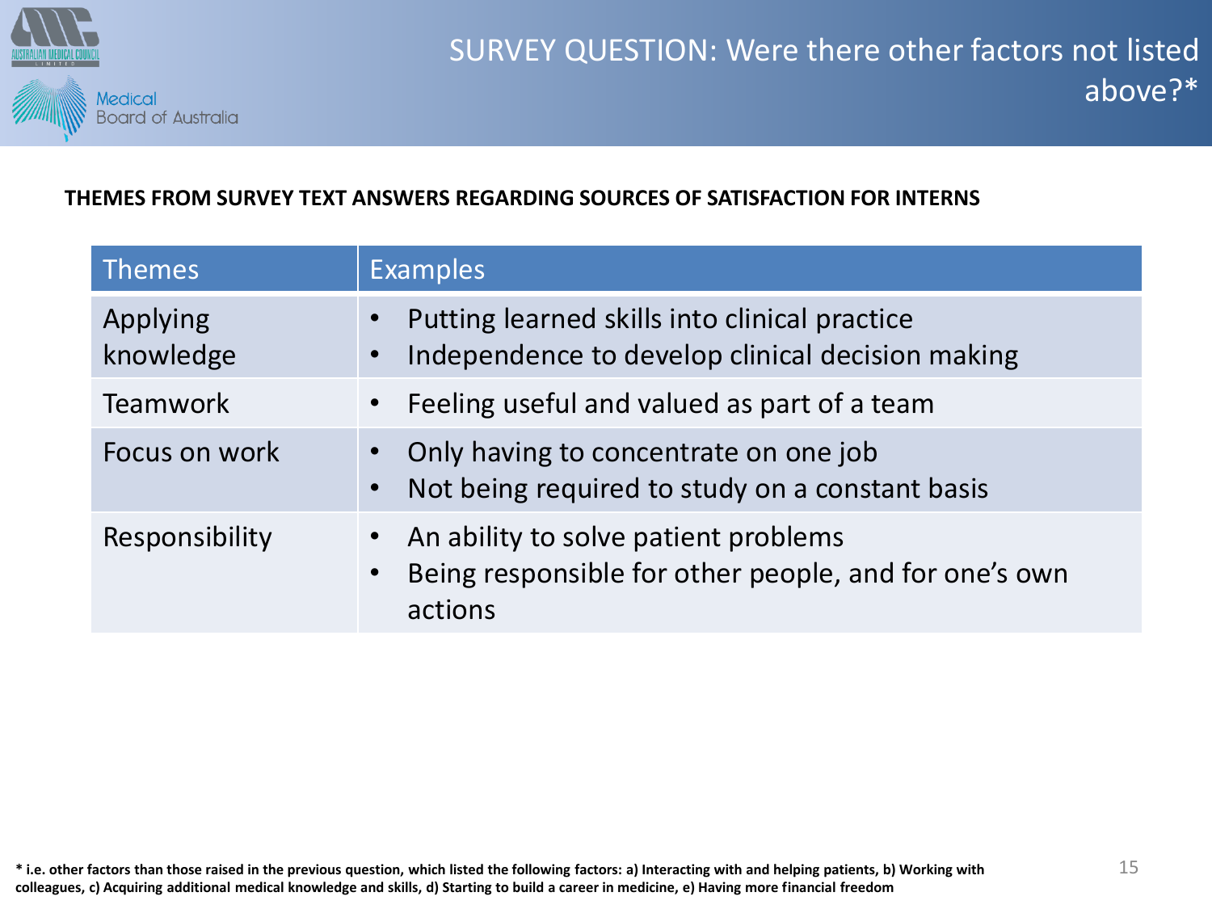# SURVEY QUESTION: Were there other factors not listed above?*

**THEMES FROM SURVEY TEXT ANSWERS REGARDING SOURCES OF SATISFACTION FOR INTERNS**

| Themes | Examples |
|---|---|
| Applying knowledge | • Putting learned skills into clinical practice<br>• Independence to develop clinical decision making |
| Teamwork | • Feeling useful and valued as part of a team |
| Focus on work | • Only having to concentrate on one job<br>• Not being required to study on a constant basis |
| Responsibility | • An ability to solve patient problems<br>• Being responsible for other people, and for one's own actions |

**\* i.e. other factors than those raised in the previous question, which listed the following factors: a) Interacting with and helping patients, b) Working with colleagues, c) Acquiring additional medical knowledge and skills, d) Starting to build a career in medicine, e) Having more financial freedom**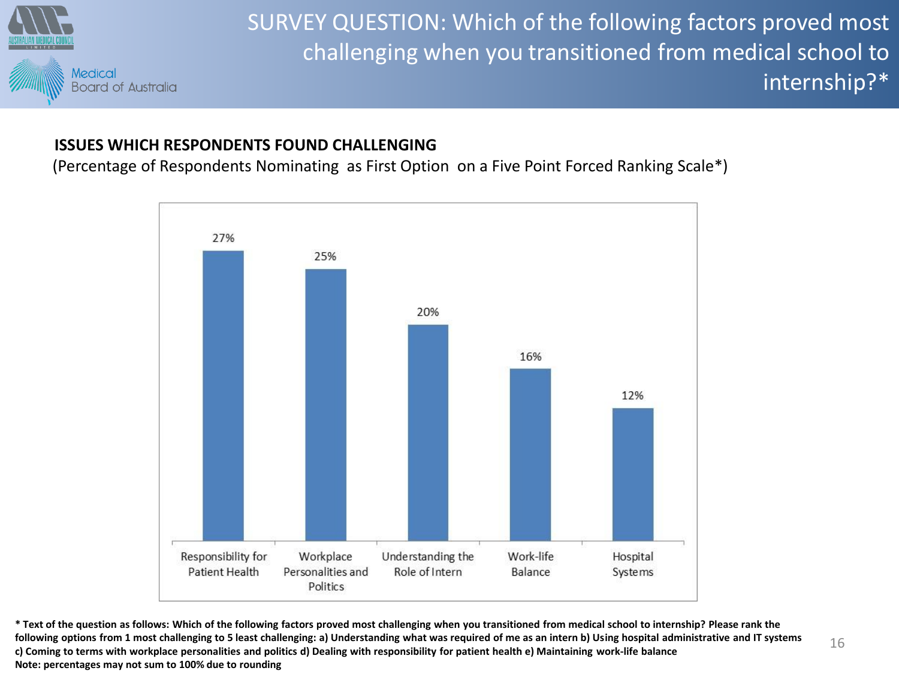# SURVEY QUESTION: Which of the following factors proved most challenging when you transitioned from medical school to internship?*

**ISSUES WHICH RESPONDENTS FOUND CHALLENGING**

(Percentage of Respondents Nominating as First Option on a Five Point Forced Ranking Scale*)

| Issue | Percentage |
| --- | --- |
| Responsibility for Patient Health | 27% |
| Workplace Personalities and Politics | 25% |
| Understanding the Role of Intern | 20% |
| Work-life Balance | 16% |
| Hospital Systems | 12% |

**\* Text of the question as follows: Which of the following factors proved most challenging when you transitioned from medical school to internship? Please rank the following options from 1 most challenging to 5 least challenging: a) Understanding what was required of me as an intern b) Using hospital administrative and IT systems c) Coming to terms with workplace personalities and politics d) Dealing with responsibility for patient health e) Maintaining work-life balance**

**Note: percentages may not sum to 100% due to rounding**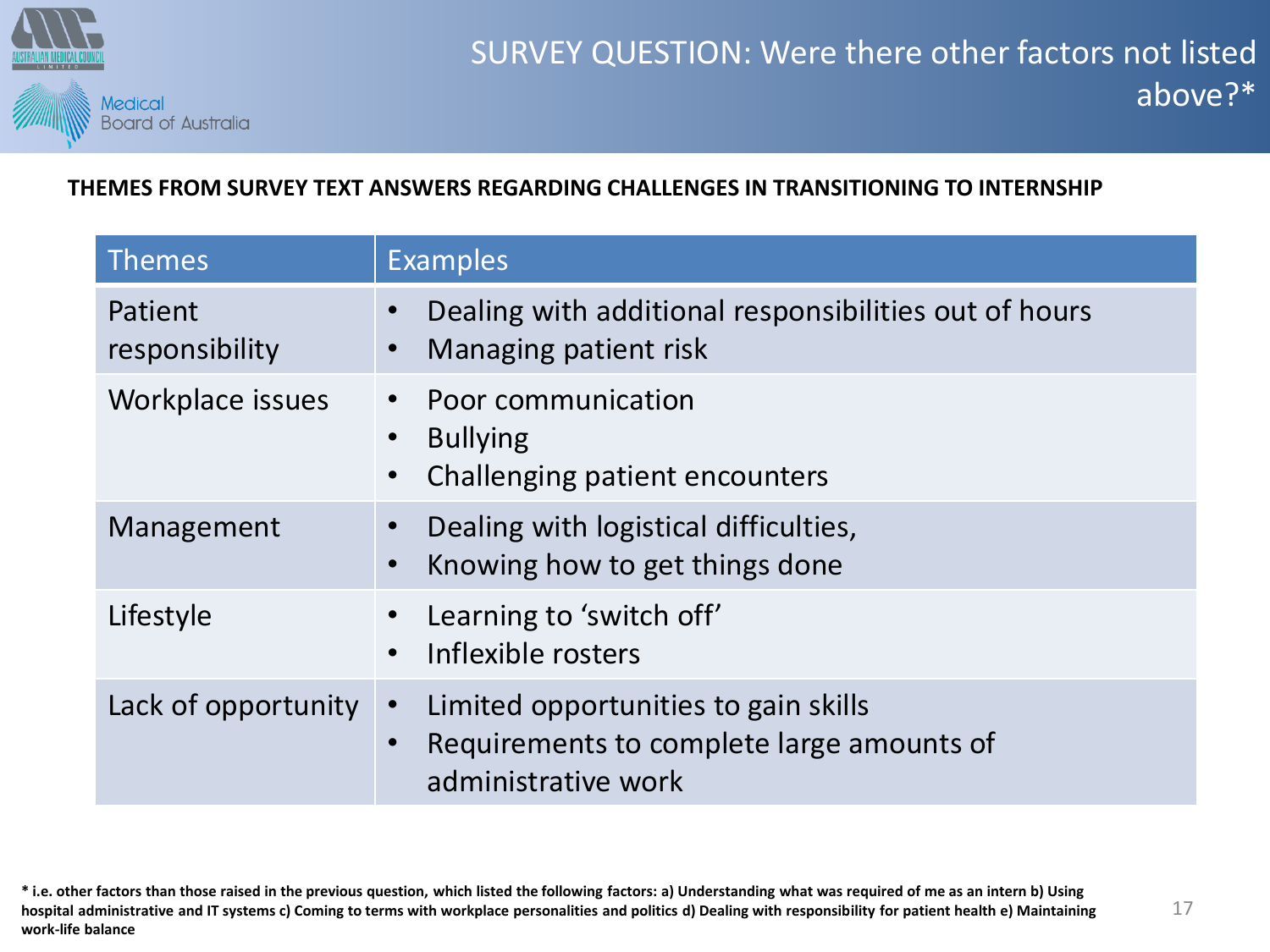# SURVEY QUESTION: Were there other factors not listed above?*

**THEMES FROM SURVEY TEXT ANSWERS REGARDING CHALLENGES IN TRANSITIONING TO INTERNSHIP**

| Themes | Examples |
|---|---|
| Patient responsibility | • Dealing with additional responsibilities out of hours<br>• Managing patient risk |
| Workplace issues | • Poor communication<br>• Bullying<br>• Challenging patient encounters |
| Management | • Dealing with logistical difficulties,<br>• Knowing how to get things done |
| Lifestyle | • Learning to 'switch off'<br>• Inflexible rosters |
| Lack of opportunity | • Limited opportunities to gain skills<br>• Requirements to complete large amounts of administrative work |

**\* i.e. other factors than those raised in the previous question, which listed the following factors: a) Understanding what was required of me as an intern b) Using hospital administrative and IT systems c) Coming to terms with workplace personalities and politics d) Dealing with responsibility for patient health e) Maintaining work-life balance**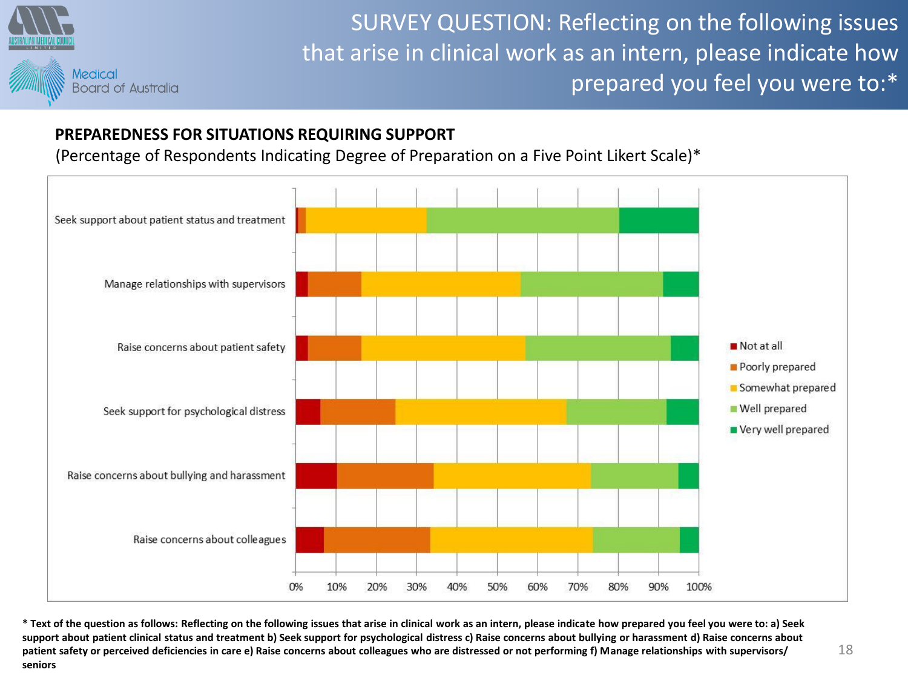# SURVEY QUESTION: Reflecting on the following issues that arise in clinical work as an intern, please indicate how prepared you feel you were to:*

## PREPAREDNESS FOR SITUATIONS REQUIRING SUPPORT

(Percentage of Respondents Indicating Degree of Preparation on a Five Point Likert Scale)*

Seek support about patient status and treatment

Manage relationships with supervisors

Raise concerns about patient safety

Seek support for psychological distress

Raise concerns about bullying and harassment

Raise concerns about colleagues

0% 10% 20% 30% 40% 50% 60% 70% 80% 90% 100%

- Not at all
- Poorly prepared
- Somewhat prepared
- Well prepared
- Very well prepared

**\* Text of the question as follows: Reflecting on the following issues that arise in clinical work as an intern, please indicate how prepared you feel you were to: a) Seek support about patient clinical status and treatment b) Seek support for psychological distress c) Raise concerns about bullying or harassment d) Raise concerns about patient safety or perceived deficiencies in care e) Raise concerns about colleagues who are distressed or not performing f) Manage relationships with supervisors/ seniors**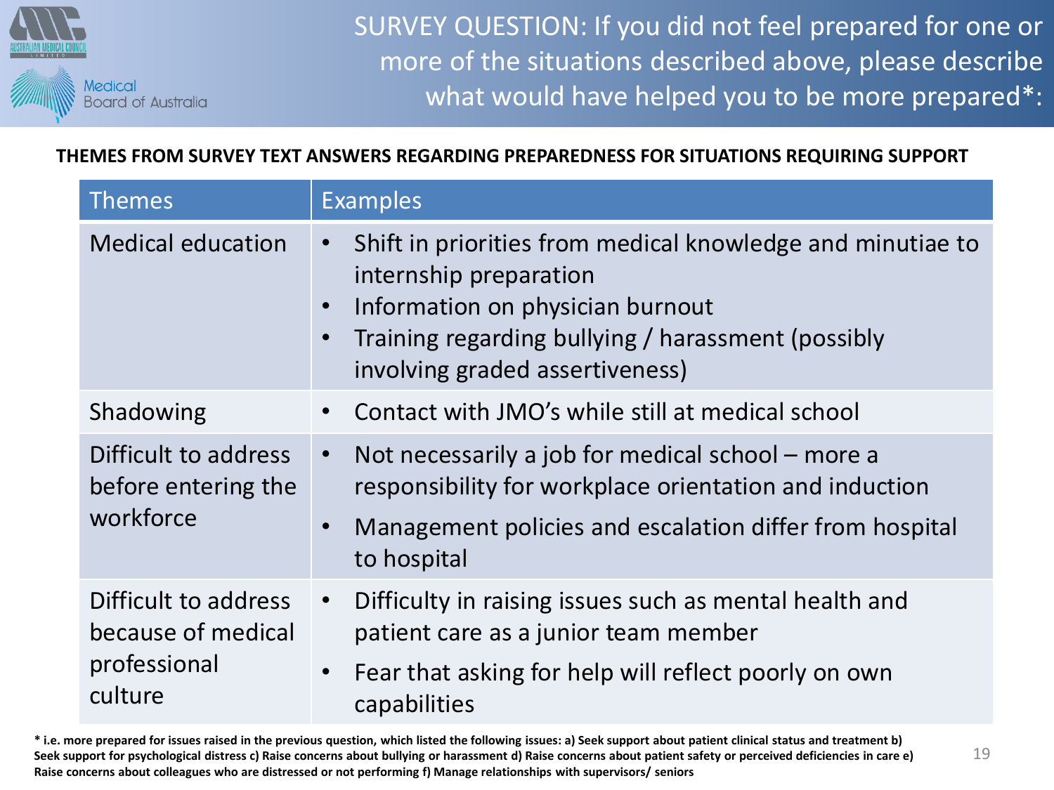# SURVEY QUESTION: If you did not feel prepared for one or more of the situations described above, please describe what would have helped you to be more prepared*:

**THEMES FROM SURVEY TEXT ANSWERS REGARDING PREPAREDNESS FOR SITUATIONS REQUIRING SUPPORT**

| Themes | Examples |
|---|---|
| Medical education | • Shift in priorities from medical knowledge and minutiae to internship preparation<br>• Information on physician burnout<br>• Training regarding bullying / harassment (possibly involving graded assertiveness) |
| Shadowing | • Contact with JMO's while still at medical school |
| Difficult to address before entering the workforce | • Not necessarily a job for medical school – more a responsibility for workplace orientation and induction<br>• Management policies and escalation differ from hospital to hospital |
| Difficult to address because of medical professional culture | • Difficulty in raising issues such as mental health and patient care as a junior team member<br>• Fear that asking for help will reflect poorly on own capabilities |

**\* i.e. more prepared for issues raised in the previous question, which listed the following issues: a) Seek support about patient clinical status and treatment b) Seek support for psychological distress c) Raise concerns about bullying or harassment d) Raise concerns about patient safety or perceived deficiencies in care e) Raise concerns about colleagues who are distressed or not performing f) Manage relationships with supervisors/ seniors**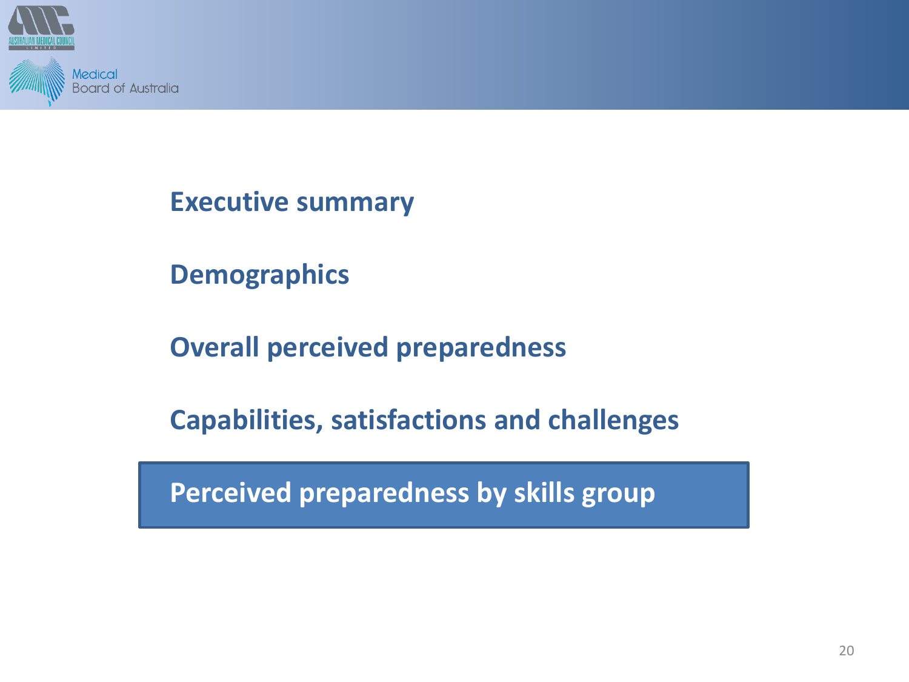Executive summary

Demographics

Overall perceived preparedness

Capabilities, satisfactions and challenges

**Perceived preparedness by skills group**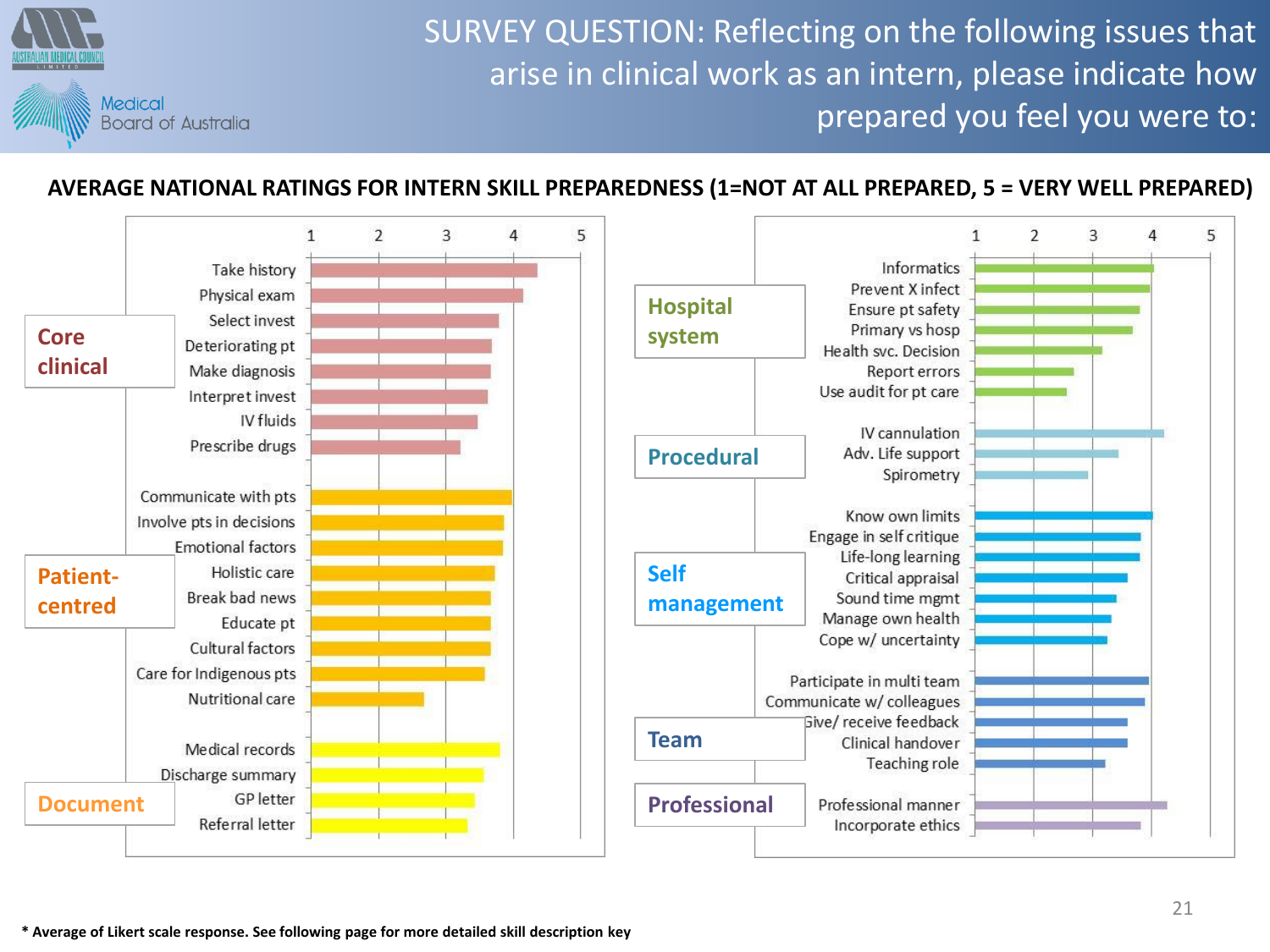# SURVEY QUESTION: Reflecting on the following issues that arise in clinical work as an intern, please indicate how prepared you feel you were to:

## AVERAGE NATIONAL RATINGS FOR INTERN SKILL PREPAREDNESS (1=NOT AT ALL PREPARED, 5 = VERY WELL PREPARED)

**Core clinical**
- Take history
- Physical exam
- Select invest
- Deteriorating pt
- Make diagnosis
- Interpret invest
- IV fluids
- Prescribe drugs

**Patient-centred**
- Communicate with pts
- Involve pts in decisions
- Emotional factors
- Holistic care
- Break bad news
- Educate pt
- Cultural factors
- Care for Indigenous pts
- Nutritional care

**Document**
- Medical records
- Discharge summary
- GP letter
- Referral letter

**Hospital system**
- Informatics
- Prevent X infect
- Ensure pt safety
- Primary vs hosp
- Health svc. Decision
- Report errors
- Use audit for pt care

**Procedural**
- IV cannulation
- Adv. Life support
- Spirometry

**Self management**
- Know own limits
- Engage in self critique
- Life-long learning
- Critical appraisal
- Sound time mgmt
- Manage own health
- Cope w/ uncertainty

**Team**
- Participate in multi team
- Communicate w/ colleagues
- Give/ receive feedback
- Clinical handover
- Teaching role

**Professional**
- Professional manner
- Incorporate ethics

**\* Average of Likert scale response. See following page for more detailed skill description key**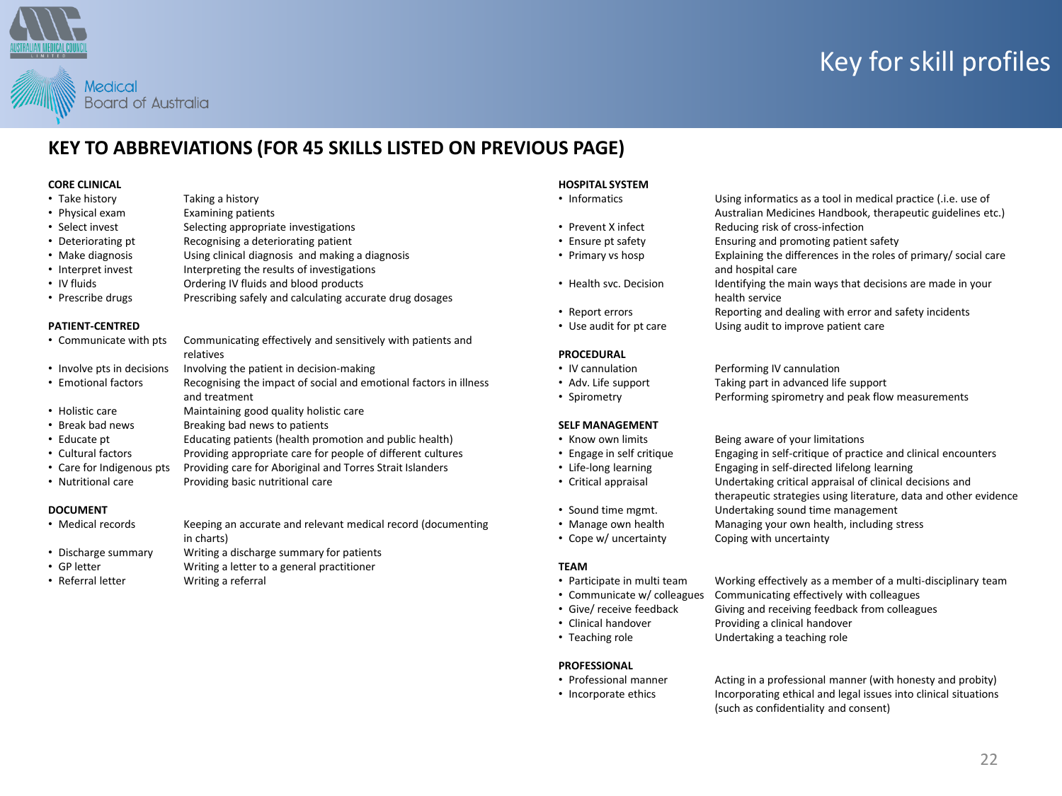# Key for skill profiles

## KEY TO ABBREVIATIONS (FOR 45 SKILLS LISTED ON PREVIOUS PAGE)

### CORE CLINICAL

| | |
|---|---|
| • Take history | Taking a history |
| • Physical exam | Examining patients |
| • Select invest | Selecting appropriate investigations |
| • Deteriorating pt | Recognising a deteriorating patient |
| • Make diagnosis | Using clinical diagnosis and making a diagnosis |
| • Interpret invest | Interpreting the results of investigations |
| • IV fluids | Ordering IV fluids and blood products |
| • Prescribe drugs | Prescribing safely and calculating accurate drug dosages |

### PATIENT-CENTRED

| | |
|---|---|
| • Communicate with pts | Communicating effectively and sensitively with patients and relatives |
| • Involve pts in decisions | Involving the patient in decision-making |
| • Emotional factors | Recognising the impact of social and emotional factors in illness and treatment |
| • Holistic care | Maintaining good quality holistic care |
| • Break bad news | Breaking bad news to patients |
| • Educate pt | Educating patients (health promotion and public health) |
| • Cultural factors | Providing appropriate care for people of different cultures |
| • Care for Indigenous pts | Providing care for Aboriginal and Torres Strait Islanders |
| • Nutritional care | Providing basic nutritional care |

### DOCUMENT

| | |
|---|---|
| • Medical records | Keeping an accurate and relevant medical record (documenting in charts) |
| • Discharge summary | Writing a discharge summary for patients |
| • GP letter | Writing a letter to a general practitioner |
| • Referral letter | Writing a referral |

### HOSPITAL SYSTEM

| | |
|---|---|
| • Informatics | Using informatics as a tool in medical practice (.i.e. use of Australian Medicines Handbook, therapeutic guidelines etc.) |
| • Prevent X infect | Reducing risk of cross-infection |
| • Ensure pt safety | Ensuring and promoting patient safety |
| • Primary vs hosp | Explaining the differences in the roles of primary/ social care and hospital care |
| • Health svc. Decision | Identifying the main ways that decisions are made in your health service |
| • Report errors | Reporting and dealing with error and safety incidents |
| • Use audit for pt care | Using audit to improve patient care |

### PROCEDURAL

| | |
|---|---|
| • IV cannulation | Performing IV cannulation |
| • Adv. Life support | Taking part in advanced life support |
| • Spirometry | Performing spirometry and peak flow measurements |

### SELF MANAGEMENT

| | |
|---|---|
| • Know own limits | Being aware of your limitations |
| • Engage in self critique | Engaging in self-critique of practice and clinical encounters |
| • Life-long learning | Engaging in self-directed lifelong learning |
| • Critical appraisal | Undertaking critical appraisal of clinical decisions and therapeutic strategies using literature, data and other evidence |
| • Sound time mgmt. | Undertaking sound time management |
| • Manage own health | Managing your own health, including stress |
| • Cope w/ uncertainty | Coping with uncertainty |

### TEAM

| | |
|---|---|
| • Participate in multi team | Working effectively as a member of a multi-disciplinary team |
| • Communicate w/ colleagues | Communicating effectively with colleagues |
| • Give/ receive feedback | Giving and receiving feedback from colleagues |
| • Clinical handover | Providing a clinical handover |
| • Teaching role | Undertaking a teaching role |

### PROFESSIONAL

| | |
|---|---|
| • Professional manner | Acting in a professional manner (with honesty and probity) |
| • Incorporate ethics | Incorporating ethical and legal issues into clinical situations (such as confidentiality and consent) |